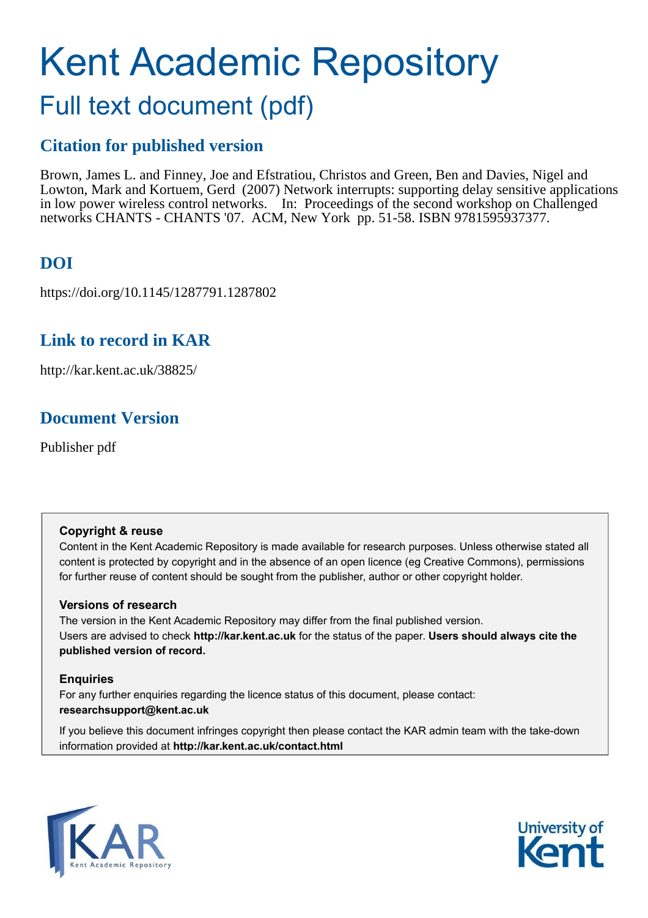# Kent Academic Repository

## Full text document (pdf)

### Citation for published version

Brown, James L. and Finney, Joe and Efstratiou, Christos and Green, Ben and Davies, Nigel and Lowton, Mark and Kortuem, Gerd (2007) Network interrupts: supporting delay sensitive applications in low power wireless control networks. In: Proceedings of the second workshop on Challenged networks CHANTS - CHANTS '07. ACM, New York pp. 51-58. ISBN 9781595937377.

### DOI

https://doi.org/10.1145/1287791.1287802

### Link to record in KAR

http://kar.kent.ac.uk/38825/

### Document Version

Publisher pdf

**Copyright & reuse**

Content in the Kent Academic Repository is made available for research purposes. Unless otherwise stated all content is protected by copyright and in the absence of an open licence (eg Creative Commons), permissions for further reuse of content should be sought from the publisher, author or other copyright holder.

**Versions of research**

The version in the Kent Academic Repository may differ from the final published version. Users are advised to check **http://kar.kent.ac.uk** for the status of the paper. **Users should always cite the published version of record.**

**Enquiries**

For any further enquiries regarding the licence status of this document, please contact: **researchsupport@kent.ac.uk**

If you believe this document infringes copyright then please contact the KAR admin team with the take-down information provided at **http://kar.kent.ac.uk/contact.html**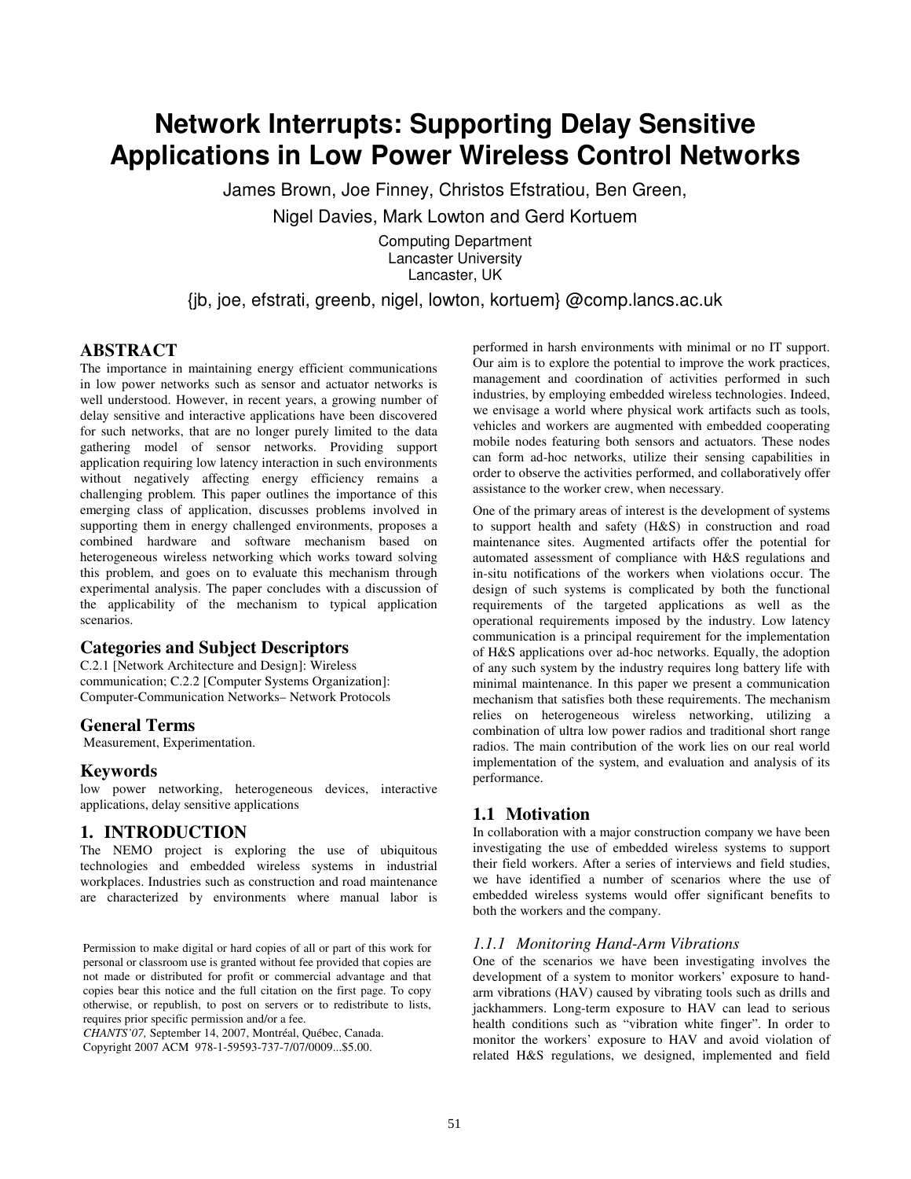# Network Interrupts: Supporting Delay Sensitive Applications in Low Power Wireless Control Networks

James Brown, Joe Finney, Christos Efstratiou, Ben Green, Nigel Davies, Mark Lowton and Gerd Kortuem

Computing Department
Lancaster University
Lancaster, UK

{jb, joe, efstrati, greenb, nigel, lowton, kortuem} @comp.lancs.ac.uk

## ABSTRACT

The importance in maintaining energy efficient communications in low power networks such as sensor and actuator networks is well understood. However, in recent years, a growing number of delay sensitive and interactive applications have been discovered for such networks, that are no longer purely limited to the data gathering model of sensor networks. Providing support application requiring low latency interaction in such environments without negatively affecting energy efficiency remains a challenging problem. This paper outlines the importance of this emerging class of application, discusses problems involved in supporting them in energy challenged environments, proposes a combined hardware and software mechanism based on heterogeneous wireless networking which works toward solving this problem, and goes on to evaluate this mechanism through experimental analysis. The paper concludes with a discussion of the applicability of the mechanism to typical application scenarios.

### Categories and Subject Descriptors

C.2.1 [Network Architecture and Design]: Wireless communication; C.2.2 [Computer Systems Organization]: Computer-Communication Networks– Network Protocols

### General Terms

Measurement, Experimentation.

### Keywords

low power networking, heterogeneous devices, interactive applications, delay sensitive applications

## 1. INTRODUCTION

The NEMO project is exploring the use of ubiquitous technologies and embedded wireless systems in industrial workplaces. Industries such as construction and road maintenance are characterized by environments where manual labor is performed in harsh environments with minimal or no IT support. Our aim is to explore the potential to improve the work practices, management and coordination of activities performed in such industries, by employing embedded wireless technologies. Indeed, we envisage a world where physical work artifacts such as tools, vehicles and workers are augmented with embedded cooperating mobile nodes featuring both sensors and actuators. These nodes can form ad-hoc networks, utilize their sensing capabilities in order to observe the activities performed, and collaboratively offer assistance to the worker crew, when necessary.

One of the primary areas of interest is the development of systems to support health and safety (H&S) in construction and road maintenance sites. Augmented artifacts offer the potential for automated assessment of compliance with H&S regulations and in-situ notifications of the workers when violations occur. The design of such systems is complicated by both the functional requirements of the targeted applications as well as the operational requirements imposed by the industry. Low latency communication is a principal requirement for the implementation of H&S applications over ad-hoc networks. Equally, the adoption of any such system by the industry requires long battery life with minimal maintenance. In this paper we present a communication mechanism that satisfies both these requirements. The mechanism relies on heterogeneous wireless networking, utilizing a combination of ultra low power radios and traditional short range radios. The main contribution of the work lies on our real world implementation of the system, and evaluation and analysis of its performance.

### 1.1 Motivation

In collaboration with a major construction company we have been investigating the use of embedded wireless systems to support their field workers. After a series of interviews and field studies, we have identified a number of scenarios where the use of embedded wireless systems would offer significant benefits to both the workers and the company.

#### *1.1.1 Monitoring Hand-Arm Vibrations*

One of the scenarios we have been investigating involves the development of a system to monitor workers' exposure to hand-arm vibrations (HAV) caused by vibrating tools such as drills and jackhammers. Long-term exposure to HAV can lead to serious health conditions such as "vibration white finger". In order to monitor the workers' exposure to HAV and avoid violation of related H&S regulations, we designed, implemented and field

Permission to make digital or hard copies of all or part of this work for personal or classroom use is granted without fee provided that copies are not made or distributed for profit or commercial advantage and that copies bear this notice and the full citation on the first page. To copy otherwise, or republish, to post on servers or to redistribute to lists, requires prior specific permission and/or a fee.
*CHANTS'07,* September 14, 2007, Montréal, Québec, Canada.
Copyright 2007 ACM 978-1-59593-737-7/07/0009...$5.00.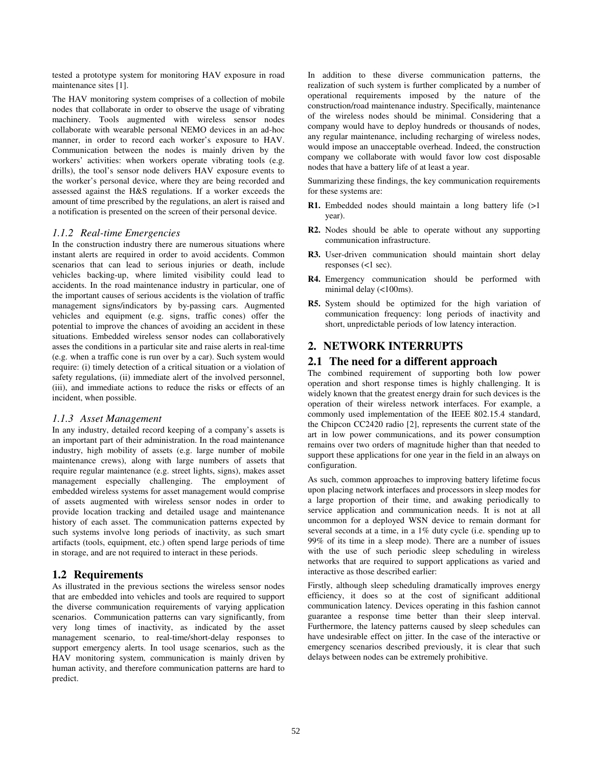tested a prototype system for monitoring HAV exposure in road maintenance sites [1].

The HAV monitoring system comprises of a collection of mobile nodes that collaborate in order to observe the usage of vibrating machinery. Tools augmented with wireless sensor nodes collaborate with wearable personal NEMO devices in an ad-hoc manner, in order to record each worker's exposure to HAV. Communication between the nodes is mainly driven by the workers' activities: when workers operate vibrating tools (e.g. drills), the tool's sensor node delivers HAV exposure events to the worker's personal device, where they are being recorded and assessed against the H&S regulations. If a worker exceeds the amount of time prescribed by the regulations, an alert is raised and a notification is presented on the screen of their personal device.

### *1.1.2 Real-time Emergencies*

In the construction industry there are numerous situations where instant alerts are required in order to avoid accidents. Common scenarios that can lead to serious injuries or death, include vehicles backing-up, where limited visibility could lead to accidents. In the road maintenance industry in particular, one of the important causes of serious accidents is the violation of traffic management signs/indicators by by-passing cars. Augmented vehicles and equipment (e.g. signs, traffic cones) offer the potential to improve the chances of avoiding an accident in these situations. Embedded wireless sensor nodes can collaboratively asses the conditions in a particular site and raise alerts in real-time (e.g. when a traffic cone is run over by a car). Such system would require: (i) timely detection of a critical situation or a violation of safety regulations, (ii) immediate alert of the involved personnel, (iii), and immediate actions to reduce the risks or effects of an incident, when possible.

### *1.1.3 Asset Management*

In any industry, detailed record keeping of a company's assets is an important part of their administration. In the road maintenance industry, high mobility of assets (e.g. large number of mobile maintenance crews), along with large numbers of assets that require regular maintenance (e.g. street lights, signs), makes asset management especially challenging. The employment of embedded wireless systems for asset management would comprise of assets augmented with wireless sensor nodes in order to provide location tracking and detailed usage and maintenance history of each asset. The communication patterns expected by such systems involve long periods of inactivity, as such smart artifacts (tools, equipment, etc.) often spend large periods of time in storage, and are not required to interact in these periods.

## 1.2 Requirements

As illustrated in the previous sections the wireless sensor nodes that are embedded into vehicles and tools are required to support the diverse communication requirements of varying application scenarios. Communication patterns can vary significantly, from very long times of inactivity, as indicated by the asset management scenario, to real-time/short-delay responses to support emergency alerts. In tool usage scenarios, such as the HAV monitoring system, communication is mainly driven by human activity, and therefore communication patterns are hard to predict.

In addition to these diverse communication patterns, the realization of such system is further complicated by a number of operational requirements imposed by the nature of the construction/road maintenance industry. Specifically, maintenance of the wireless nodes should be minimal. Considering that a company would have to deploy hundreds or thousands of nodes, any regular maintenance, including recharging of wireless nodes, would impose an unacceptable overhead. Indeed, the construction company we collaborate with would favor low cost disposable nodes that have a battery life of at least a year.

Summarizing these findings, the key communication requirements for these systems are:

**R1.** Embedded nodes should maintain a long battery life (>1 year).

**R2.** Nodes should be able to operate without any supporting communication infrastructure.

**R3.** User-driven communication should maintain short delay responses (<1 sec).

**R4.** Emergency communication should be performed with minimal delay (<100ms).

**R5.** System should be optimized for the high variation of communication frequency: long periods of inactivity and short, unpredictable periods of low latency interaction.

# 2. NETWORK INTERRUPTS

## 2.1 The need for a different approach

The combined requirement of supporting both low power operation and short response times is highly challenging. It is widely known that the greatest energy drain for such devices is the operation of their wireless network interfaces. For example, a commonly used implementation of the IEEE 802.15.4 standard, the Chipcon CC2420 radio [2], represents the current state of the art in low power communications, and its power consumption remains over two orders of magnitude higher than that needed to support these applications for one year in the field in an always on configuration.

As such, common approaches to improving battery lifetime focus upon placing network interfaces and processors in sleep modes for a large proportion of their time, and awaking periodically to service application and communication needs. It is not at all uncommon for a deployed WSN device to remain dormant for several seconds at a time, in a 1% duty cycle (i.e. spending up to 99% of its time in a sleep mode). There are a number of issues with the use of such periodic sleep scheduling in wireless networks that are required to support applications as varied and interactive as those described earlier:

Firstly, although sleep scheduling dramatically improves energy efficiency, it does so at the cost of significant additional communication latency. Devices operating in this fashion cannot guarantee a response time better than their sleep interval. Furthermore, the latency patterns caused by sleep schedules can have undesirable effect on jitter. In the case of the interactive or emergency scenarios described previously, it is clear that such delays between nodes can be extremely prohibitive.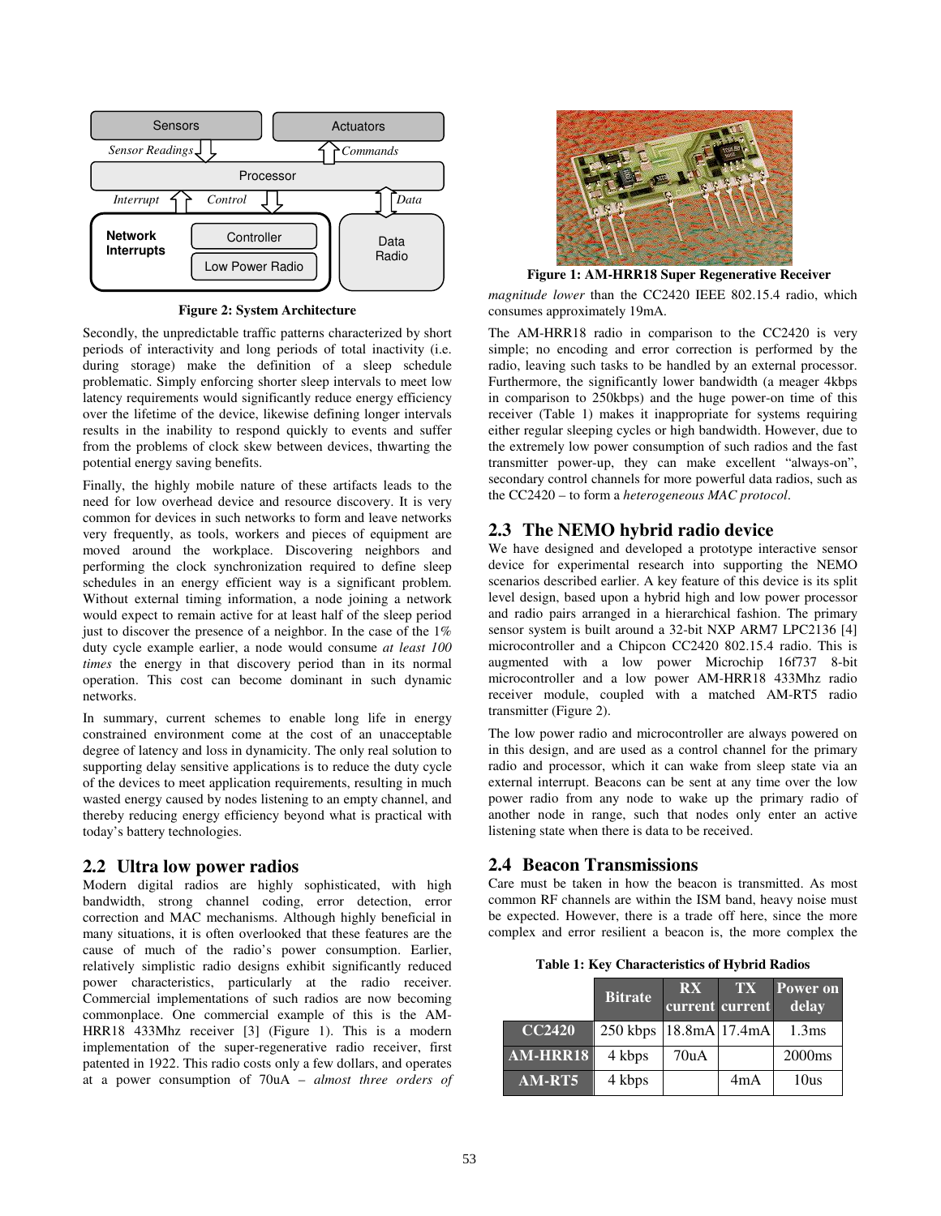Figure 2: System Architecture

Secondly, the unpredictable traffic patterns characterized by short periods of interactivity and long periods of total inactivity (i.e. during storage) make the definition of a sleep schedule problematic. Simply enforcing shorter sleep intervals to meet low latency requirements would significantly reduce energy efficiency over the lifetime of the device, likewise defining longer intervals results in the inability to respond quickly to events and suffer from the problems of clock skew between devices, thwarting the potential energy saving benefits.

Finally, the highly mobile nature of these artifacts leads to the need for low overhead device and resource discovery. It is very common for devices in such networks to form and leave networks very frequently, as tools, workers and pieces of equipment are moved around the workplace. Discovering neighbors and performing the clock synchronization required to define sleep schedules in an energy efficient way is a significant problem. Without external timing information, a node joining a network would expect to remain active for at least half of the sleep period just to discover the presence of a neighbor. In the case of the 1% duty cycle example earlier, a node would consume *at least 100 times* the energy in that discovery period than in its normal operation. This cost can become dominant in such dynamic networks.

In summary, current schemes to enable long life in energy constrained environment come at the cost of an unacceptable degree of latency and loss in dynamicity. The only real solution to supporting delay sensitive applications is to reduce the duty cycle of the devices to meet application requirements, resulting in much wasted energy caused by nodes listening to an empty channel, and thereby reducing energy efficiency beyond what is practical with today's battery technologies.

## 2.2 Ultra low power radios

Modern digital radios are highly sophisticated, with high bandwidth, strong channel coding, error detection, error correction and MAC mechanisms. Although highly beneficial in many situations, it is often overlooked that these features are the cause of much of the radio's power consumption. Earlier, relatively simplistic radio designs exhibit significantly reduced power characteristics, particularly at the radio receiver. Commercial implementations of such radios are now becoming commonplace. One commercial example of this is the AM-HRR18 433Mhz receiver [3] (Figure 1). This is a modern implementation of the super-regenerative radio receiver, first patented in 1922. This radio costs only a few dollars, and operates at a power consumption of 70uA – *almost three orders of magnitude lower* than the CC2420 IEEE 802.15.4 radio, which consumes approximately 19mA.

Figure 1: AM-HRR18 Super Regenerative Receiver

The AM-HRR18 radio in comparison to the CC2420 is very simple; no encoding and error correction is performed by the radio, leaving such tasks to be handled by an external processor. Furthermore, the significantly lower bandwidth (a meager 4kbps in comparison to 250kbps) and the huge power-on time of this receiver (Table 1) makes it inappropriate for systems requiring either regular sleeping cycles or high bandwidth. However, due to the extremely low power consumption of such radios and the fast transmitter power-up, they can make excellent "always-on", secondary control channels for more powerful data radios, such as the CC2420 – to form a *heterogeneous MAC protocol*.

## 2.3 The NEMO hybrid radio device

We have designed and developed a prototype interactive sensor device for experimental research into supporting the NEMO scenarios described earlier. A key feature of this device is its split level design, based upon a hybrid high and low power processor and radio pairs arranged in a hierarchical fashion. The primary sensor system is built around a 32-bit NXP ARM7 LPC2136 [4] microcontroller and a Chipcon CC2420 802.15.4 radio. This is augmented with a low power Microchip 16f737 8-bit microcontroller and a low power AM-HRR18 433Mhz radio receiver module, coupled with a matched AM-RT5 radio transmitter (Figure 2).

The low power radio and microcontroller are always powered on in this design, and are used as a control channel for the primary radio and processor, which it can wake from sleep state via an external interrupt. Beacons can be sent at any time over the low power radio from any node to wake up the primary radio of another node in range, such that nodes only enter an active listening state when there is data to be received.

## 2.4 Beacon Transmissions

Care must be taken in how the beacon is transmitted. As most common RF channels are within the ISM band, heavy noise must be expected. However, there is a trade off here, since the more complex and error resilient a beacon is, the more complex the

Table 1: Key Characteristics of Hybrid Radios

| | Bitrate | RX current | TX current | Power on delay |
|---|---|---|---|---|
| CC2420 | 250 kbps | 18.8mA | 17.4mA | 1.3ms |
| AM-HRR18 | 4 kbps | 70uA | | 2000ms |
| AM-RT5 | 4 kbps | | 4mA | 10us |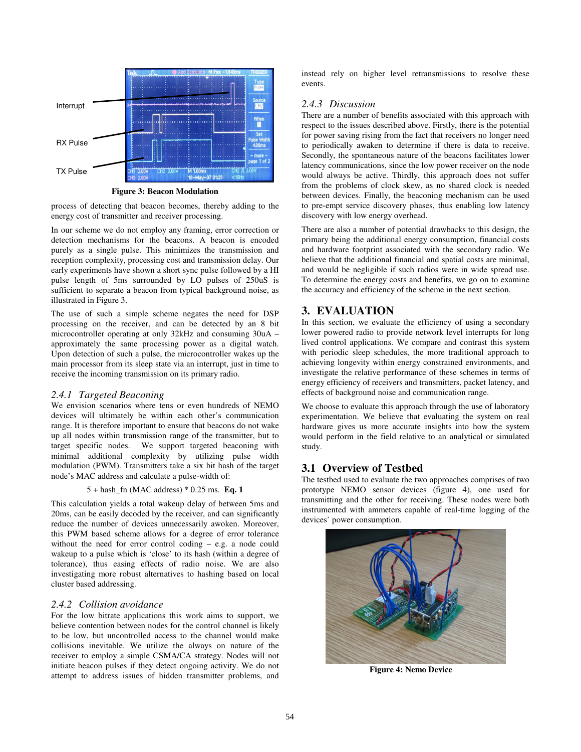Figure 3: Beacon Modulation

process of detecting that beacon becomes, thereby adding to the energy cost of transmitter and receiver processing.

In our scheme we do not employ any framing, error correction or detection mechanisms for the beacons. A beacon is encoded purely as a single pulse. This minimizes the transmission and reception complexity, processing cost and transmission delay. Our early experiments have shown a short sync pulse followed by a HI pulse length of 5ms surrounded by LO pulses of 250uS is sufficient to separate a beacon from typical background noise, as illustrated in Figure 3.

The use of such a simple scheme negates the need for DSP processing on the receiver, and can be detected by an 8 bit microcontroller operating at only 32kHz and consuming 30uA – approximately the same processing power as a digital watch. Upon detection of such a pulse, the microcontroller wakes up the main processor from its sleep state via an interrupt, just in time to receive the incoming transmission on its primary radio.

### 2.4.1 *Targeted Beaconing*

We envision scenarios where tens or even hundreds of NEMO devices will ultimately be within each other's communication range. It is therefore important to ensure that beacons do not wake up all nodes within transmission range of the transmitter, but to target specific nodes. We support targeted beaconing with minimal additional complexity by utilizing pulse width modulation (PWM). Transmitters take a six bit hash of the target node's MAC address and calculate a pulse-width of:

5 + hash_fn (MAC address) * 0.25 ms. **Eq. 1**

This calculation yields a total wakeup delay of between 5ms and 20ms, can be easily decoded by the receiver, and can significantly reduce the number of devices unnecessarily awoken. Moreover, this PWM based scheme allows for a degree of error tolerance without the need for error control coding – e.g. a node could wakeup to a pulse which is 'close' to its hash (within a degree of tolerance), thus easing effects of radio noise. We are also investigating more robust alternatives to hashing based on local cluster based addressing.

### 2.4.2 *Collision avoidance*

For the low bitrate applications this work aims to support, we believe contention between nodes for the control channel is likely to be low, but uncontrolled access to the channel would make collisions inevitable. We utilize the always on nature of the receiver to employ a simple CSMA/CA strategy. Nodes will not initiate beacon pulses if they detect ongoing activity. We do not attempt to address issues of hidden transmitter problems, and instead rely on higher level retransmissions to resolve these events.

### 2.4.3 *Discussion*

There are a number of benefits associated with this approach with respect to the issues described above. Firstly, there is the potential for power saving rising from the fact that receivers no longer need to periodically awaken to determine if there is data to receive. Secondly, the spontaneous nature of the beacons facilitates lower latency communications, since the low power receiver on the node would always be active. Thirdly, this approach does not suffer from the problems of clock skew, as no shared clock is needed between devices. Finally, the beaconing mechanism can be used to pre-empt service discovery phases, thus enabling low latency discovery with low energy overhead.

There are also a number of potential drawbacks to this design, the primary being the additional energy consumption, financial costs and hardware footprint associated with the secondary radio. We believe that the additional financial and spatial costs are minimal, and would be negligible if such radios were in wide spread use. To determine the energy costs and benefits, we go on to examine the accuracy and efficiency of the scheme in the next section.

## 3. EVALUATION

In this section, we evaluate the efficiency of using a secondary lower powered radio to provide network level interrupts for long lived control applications. We compare and contrast this system with periodic sleep schedules, the more traditional approach to achieving longevity within energy constrained environments, and investigate the relative performance of these schemes in terms of energy efficiency of receivers and transmitters, packet latency, and effects of background noise and communication range.

We choose to evaluate this approach through the use of laboratory experimentation. We believe that evaluating the system on real hardware gives us more accurate insights into how the system would perform in the field relative to an analytical or simulated study.

## 3.1 Overview of Testbed

The testbed used to evaluate the two approaches comprises of two prototype NEMO sensor devices (figure 4), one used for transmitting and the other for receiving. These nodes were both instrumented with ammeters capable of real-time logging of the devices' power consumption.

Figure 4: Nemo Device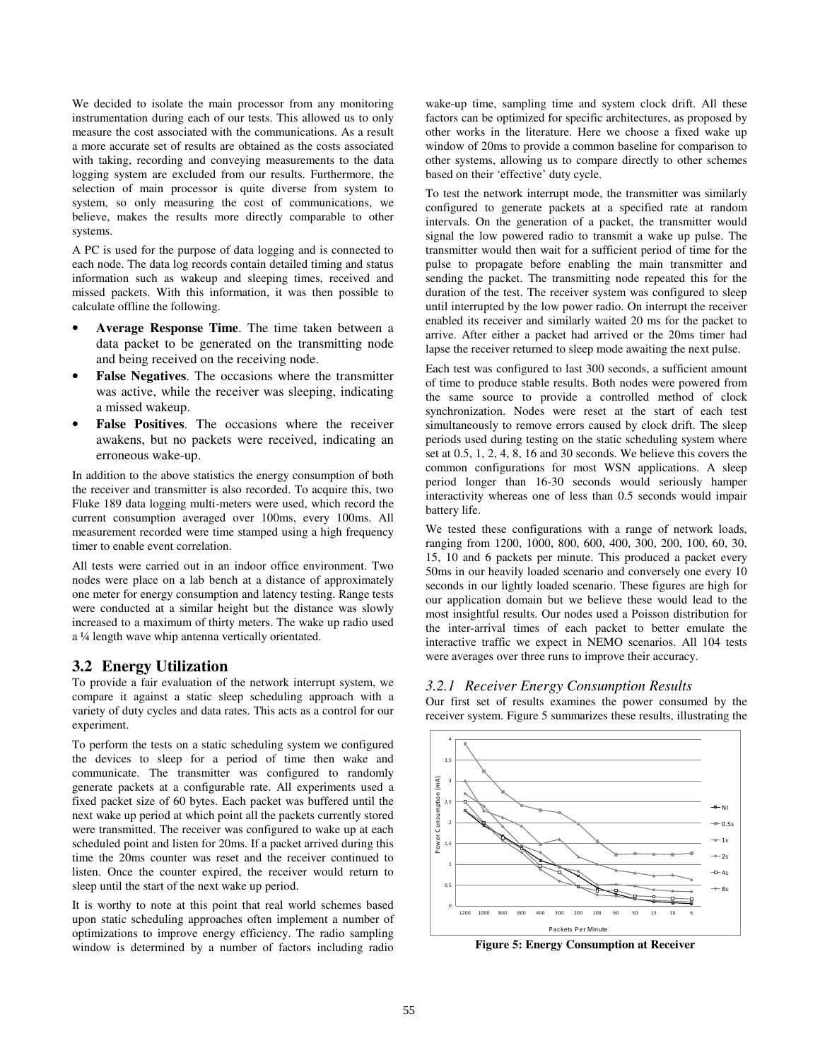We decided to isolate the main processor from any monitoring instrumentation during each of our tests. This allowed us to only measure the cost associated with the communications. As a result a more accurate set of results are obtained as the costs associated with taking, recording and conveying measurements to the data logging system are excluded from our results. Furthermore, the selection of main processor is quite diverse from system to system, so only measuring the cost of communications, we believe, makes the results more directly comparable to other systems.

A PC is used for the purpose of data logging and is connected to each node. The data log records contain detailed timing and status information such as wakeup and sleeping times, received and missed packets. With this information, it was then possible to calculate offline the following.

- **Average Response Time**. The time taken between a data packet to be generated on the transmitting node and being received on the receiving node.
- **False Negatives**. The occasions where the transmitter was active, while the receiver was sleeping, indicating a missed wakeup.
- **False Positives**. The occasions where the receiver awakens, but no packets were received, indicating an erroneous wake-up.

In addition to the above statistics the energy consumption of both the receiver and transmitter is also recorded. To acquire this, two Fluke 189 data logging multi-meters were used, which record the current consumption averaged over 100ms, every 100ms. All measurement recorded were time stamped using a high frequency timer to enable event correlation.

All tests were carried out in an indoor office environment. Two nodes were place on a lab bench at a distance of approximately one meter for energy consumption and latency testing. Range tests were conducted at a similar height but the distance was slowly increased to a maximum of thirty meters. The wake up radio used a ¼ length wave whip antenna vertically orientated.

## 3.2 Energy Utilization

To provide a fair evaluation of the network interrupt system, we compare it against a static sleep scheduling approach with a variety of duty cycles and data rates. This acts as a control for our experiment.

To perform the tests on a static scheduling system we configured the devices to sleep for a period of time then wake and communicate. The transmitter was configured to randomly generate packets at a configurable rate. All experiments used a fixed packet size of 60 bytes. Each packet was buffered until the next wake up period at which point all the packets currently stored were transmitted. The receiver was configured to wake up at each scheduled point and listen for 20ms. If a packet arrived during this time the 20ms counter was reset and the receiver continued to listen. Once the counter expired, the receiver would return to sleep until the start of the next wake up period.

It is worthy to note at this point that real world schemes based upon static scheduling approaches often implement a number of optimizations to improve energy efficiency. The radio sampling window is determined by a number of factors including radio wake-up time, sampling time and system clock drift. All these factors can be optimized for specific architectures, as proposed by other works in the literature. Here we choose a fixed wake up window of 20ms to provide a common baseline for comparison to other systems, allowing us to compare directly to other schemes based on their 'effective' duty cycle.

To test the network interrupt mode, the transmitter was similarly configured to generate packets at a specified rate at random intervals. On the generation of a packet, the transmitter would signal the low powered radio to transmit a wake up pulse. The transmitter would then wait for a sufficient period of time for the pulse to propagate before enabling the main transmitter and sending the packet. The transmitting node repeated this for the duration of the test. The receiver system was configured to sleep until interrupted by the low power radio. On interrupt the receiver enabled its receiver and similarly waited 20 ms for the packet to arrive. After either a packet had arrived or the 20ms timer had lapse the receiver returned to sleep mode awaiting the next pulse.

Each test was configured to last 300 seconds, a sufficient amount of time to produce stable results. Both nodes were powered from the same source to provide a controlled method of clock synchronization. Nodes were reset at the start of each test simultaneously to remove errors caused by clock drift. The sleep periods used during testing on the static scheduling system where set at 0.5, 1, 2, 4, 8, 16 and 30 seconds. We believe this covers the common configurations for most WSN applications. A sleep period longer than 16-30 seconds would seriously hamper interactivity whereas one of less than 0.5 seconds would impair battery life.

We tested these configurations with a range of network loads, ranging from 1200, 1000, 800, 600, 400, 300, 200, 100, 60, 30, 15, 10 and 6 packets per minute. This produced a packet every 50ms in our heavily loaded scenario and conversely one every 10 seconds in our lightly loaded scenario. These figures are high for our application domain but we believe these would lead to the most insightful results. Our nodes used a Poisson distribution for the inter-arrival times of each packet to better emulate the interactive traffic we expect in NEMO scenarios. All 104 tests were averages over three runs to improve their accuracy.

### 3.2.1 *Receiver Energy Consumption Results*

Our first set of results examines the power consumed by the receiver system. Figure 5 summarizes these results, illustrating the

**Figure 5: Energy Consumption at Receiver**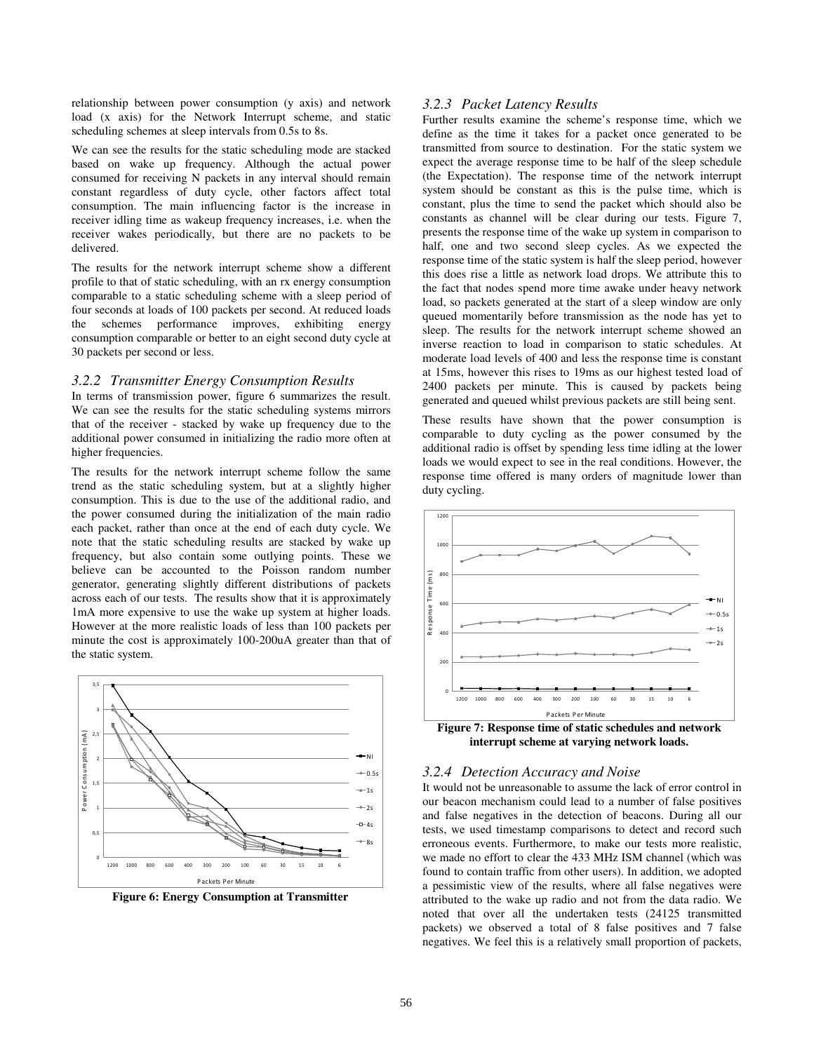relationship between power consumption (y axis) and network load (x axis) for the Network Interrupt scheme, and static scheduling schemes at sleep intervals from 0.5s to 8s.

We can see the results for the static scheduling mode are stacked based on wake up frequency. Although the actual power consumed for receiving N packets in any interval should remain constant regardless of duty cycle, other factors affect total consumption. The main influencing factor is the increase in receiver idling time as wakeup frequency increases, i.e. when the receiver wakes periodically, but there are no packets to be delivered.

The results for the network interrupt scheme show a different profile to that of static scheduling, with an rx energy consumption comparable to a static scheduling scheme with a sleep period of four seconds at loads of 100 packets per second. At reduced loads the schemes performance improves, exhibiting energy consumption comparable or better to an eight second duty cycle at 30 packets per second or less.

### *3.2.2 Transmitter Energy Consumption Results*

In terms of transmission power, figure 6 summarizes the result. We can see the results for the static scheduling systems mirrors that of the receiver - stacked by wake up frequency due to the additional power consumed in initializing the radio more often at higher frequencies.

The results for the network interrupt scheme follow the same trend as the static scheduling system, but at a slightly higher consumption. This is due to the use of the additional radio, and the power consumed during the initialization of the main radio each packet, rather than once at the end of each duty cycle. We note that the static scheduling results are stacked by wake up frequency, but also contain some outlying points. These we believe can be accounted to the Poisson random number generator, generating slightly different distributions of packets across each of our tests. The results show that it is approximately 1mA more expensive to use the wake up system at higher loads. However at the more realistic loads of less than 100 packets per minute the cost is approximately 100-200uA greater than that of the static system.

**Figure 6: Energy Consumption at Transmitter**

### *3.2.3 Packet Latency Results*

Further results examine the scheme's response time, which we define as the time it takes for a packet once generated to be transmitted from source to destination. For the static system we expect the average response time to be half of the sleep schedule (the Expectation). The response time of the network interrupt system should be constant as this is the pulse time, which is constant, plus the time to send the packet which should also be constants as channel will be clear during our tests. Figure 7, presents the response time of the wake up system in comparison to half, one and two second sleep cycles. As we expected the response time of the static system is half the sleep period, however this does rise a little as network load drops. We attribute this to the fact that nodes spend more time awake under heavy network load, so packets generated at the start of a sleep window are only queued momentarily before transmission as the node has yet to sleep. The results for the network interrupt scheme showed an inverse reaction to load in comparison to static schedules. At moderate load levels of 400 and less the response time is constant at 15ms, however this rises to 19ms as our highest tested load of 2400 packets per minute. This is caused by packets being generated and queued whilst previous packets are still being sent.

These results have shown that the power consumption is comparable to duty cycling as the power consumed by the additional radio is offset by spending less time idling at the lower loads we would expect to see in the real conditions. However, the response time offered is many orders of magnitude lower than duty cycling.

**Figure 7: Response time of static schedules and network interrupt scheme at varying network loads.**

### *3.2.4 Detection Accuracy and Noise*

It would not be unreasonable to assume the lack of error control in our beacon mechanism could lead to a number of false positives and false negatives in the detection of beacons. During all our tests, we used timestamp comparisons to detect and record such erroneous events. Furthermore, to make our tests more realistic, we made no effort to clear the 433 MHz ISM channel (which was found to contain traffic from other users). In addition, we adopted a pessimistic view of the results, where all false negatives were attributed to the wake up radio and not from the data radio. We noted that over all the undertaken tests (24125 transmitted packets) we observed a total of 8 false positives and 7 false negatives. We feel this is a relatively small proportion of packets,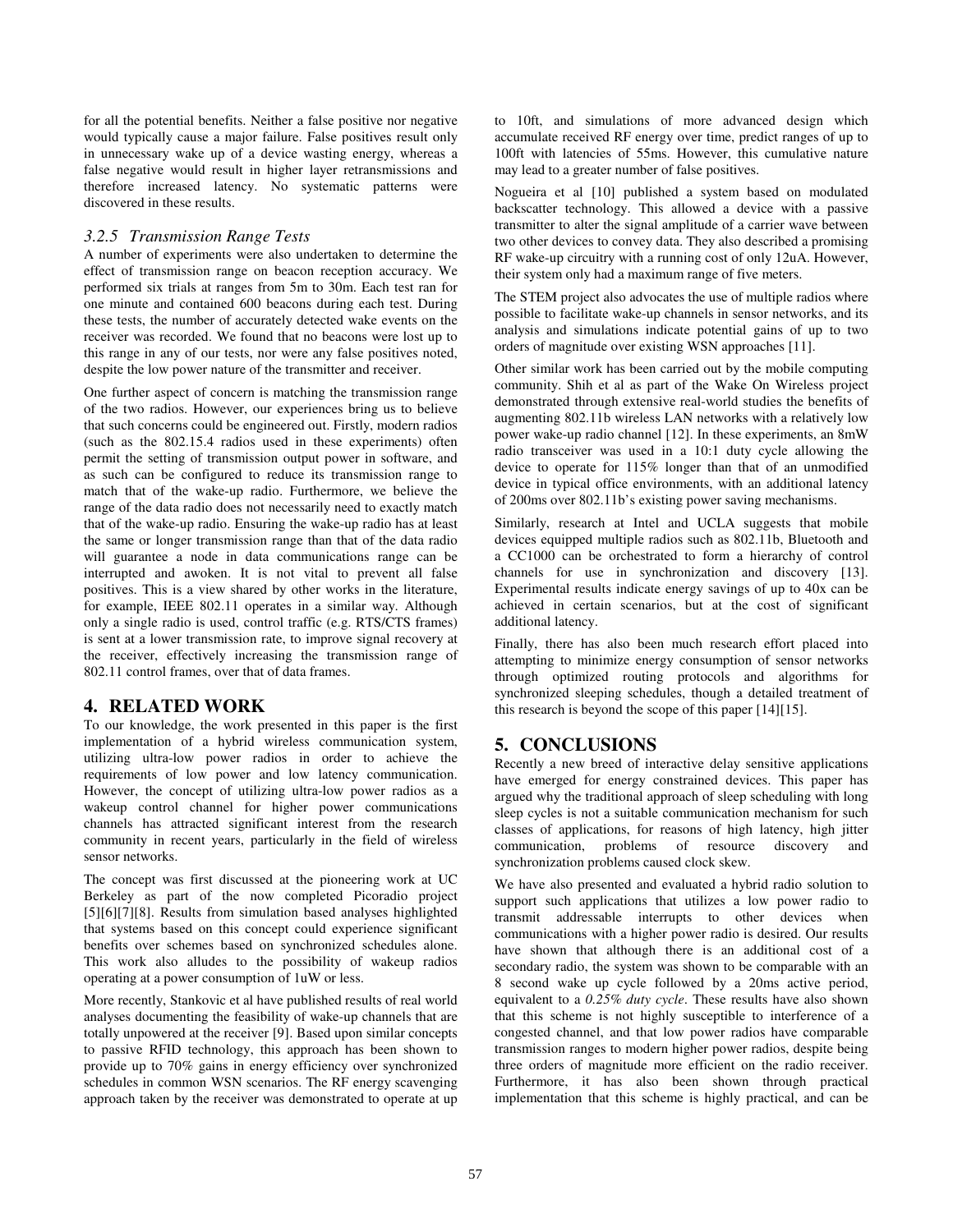for all the potential benefits. Neither a false positive nor negative would typically cause a major failure. False positives result only in unnecessary wake up of a device wasting energy, whereas a false negative would result in higher layer retransmissions and therefore increased latency. No systematic patterns were discovered in these results.

### *3.2.5 Transmission Range Tests*

A number of experiments were also undertaken to determine the effect of transmission range on beacon reception accuracy. We performed six trials at ranges from 5m to 30m. Each test ran for one minute and contained 600 beacons during each test. During these tests, the number of accurately detected wake events on the receiver was recorded. We found that no beacons were lost up to this range in any of our tests, nor were any false positives noted, despite the low power nature of the transmitter and receiver.

One further aspect of concern is matching the transmission range of the two radios. However, our experiences bring us to believe that such concerns could be engineered out. Firstly, modern radios (such as the 802.15.4 radios used in these experiments) often permit the setting of transmission output power in software, and as such can be configured to reduce its transmission range to match that of the wake-up radio. Furthermore, we believe the range of the data radio does not necessarily need to exactly match that of the wake-up radio. Ensuring the wake-up radio has at least the same or longer transmission range than that of the data radio will guarantee a node in data communications range can be interrupted and awoken. It is not vital to prevent all false positives. This is a view shared by other works in the literature, for example, IEEE 802.11 operates in a similar way. Although only a single radio is used, control traffic (e.g. RTS/CTS frames) is sent at a lower transmission rate, to improve signal recovery at the receiver, effectively increasing the transmission range of 802.11 control frames, over that of data frames.

## 4. RELATED WORK

To our knowledge, the work presented in this paper is the first implementation of a hybrid wireless communication system, utilizing ultra-low power radios in order to achieve the requirements of low power and low latency communication. However, the concept of utilizing ultra-low power radios as a wakeup control channel for higher power communications channels has attracted significant interest from the research community in recent years, particularly in the field of wireless sensor networks.

The concept was first discussed at the pioneering work at UC Berkeley as part of the now completed Picoradio project [5][6][7][8]. Results from simulation based analyses highlighted that systems based on this concept could experience significant benefits over schemes based on synchronized schedules alone. This work also alludes to the possibility of wakeup radios operating at a power consumption of 1uW or less.

More recently, Stankovic et al have published results of real world analyses documenting the feasibility of wake-up channels that are totally unpowered at the receiver [9]. Based upon similar concepts to passive RFID technology, this approach has been shown to provide up to 70% gains in energy efficiency over synchronized schedules in common WSN scenarios. The RF energy scavenging approach taken by the receiver was demonstrated to operate at up to 10ft, and simulations of more advanced design which accumulate received RF energy over time, predict ranges of up to 100ft with latencies of 55ms. However, this cumulative nature may lead to a greater number of false positives.

Nogueira et al [10] published a system based on modulated backscatter technology. This allowed a device with a passive transmitter to alter the signal amplitude of a carrier wave between two other devices to convey data. They also described a promising RF wake-up circuitry with a running cost of only 12uA. However, their system only had a maximum range of five meters.

The STEM project also advocates the use of multiple radios where possible to facilitate wake-up channels in sensor networks, and its analysis and simulations indicate potential gains of up to two orders of magnitude over existing WSN approaches [11].

Other similar work has been carried out by the mobile computing community. Shih et al as part of the Wake On Wireless project demonstrated through extensive real-world studies the benefits of augmenting 802.11b wireless LAN networks with a relatively low power wake-up radio channel [12]. In these experiments, an 8mW radio transceiver was used in a 10:1 duty cycle allowing the device to operate for 115% longer than that of an unmodified device in typical office environments, with an additional latency of 200ms over 802.11b's existing power saving mechanisms.

Similarly, research at Intel and UCLA suggests that mobile devices equipped multiple radios such as 802.11b, Bluetooth and a CC1000 can be orchestrated to form a hierarchy of control channels for use in synchronization and discovery [13]. Experimental results indicate energy savings of up to 40x can be achieved in certain scenarios, but at the cost of significant additional latency.

Finally, there has also been much research effort placed into attempting to minimize energy consumption of sensor networks through optimized routing protocols and algorithms for synchronized sleeping schedules, though a detailed treatment of this research is beyond the scope of this paper [14][15].

## 5. CONCLUSIONS

Recently a new breed of interactive delay sensitive applications have emerged for energy constrained devices. This paper has argued why the traditional approach of sleep scheduling with long sleep cycles is not a suitable communication mechanism for such classes of applications, for reasons of high latency, high jitter communication, problems of resource discovery and synchronization problems caused clock skew.

We have also presented and evaluated a hybrid radio solution to support such applications that utilizes a low power radio to transmit addressable interrupts to other devices when communications with a higher power radio is desired. Our results have shown that although there is an additional cost of a secondary radio, the system was shown to be comparable with an 8 second wake up cycle followed by a 20ms active period, equivalent to a *0.25% duty cycle*. These results have also shown that this scheme is not highly susceptible to interference of a congested channel, and that low power radios have comparable transmission ranges to modern higher power radios, despite being three orders of magnitude more efficient on the radio receiver. Furthermore, it has also been shown through practical implementation that this scheme is highly practical, and can be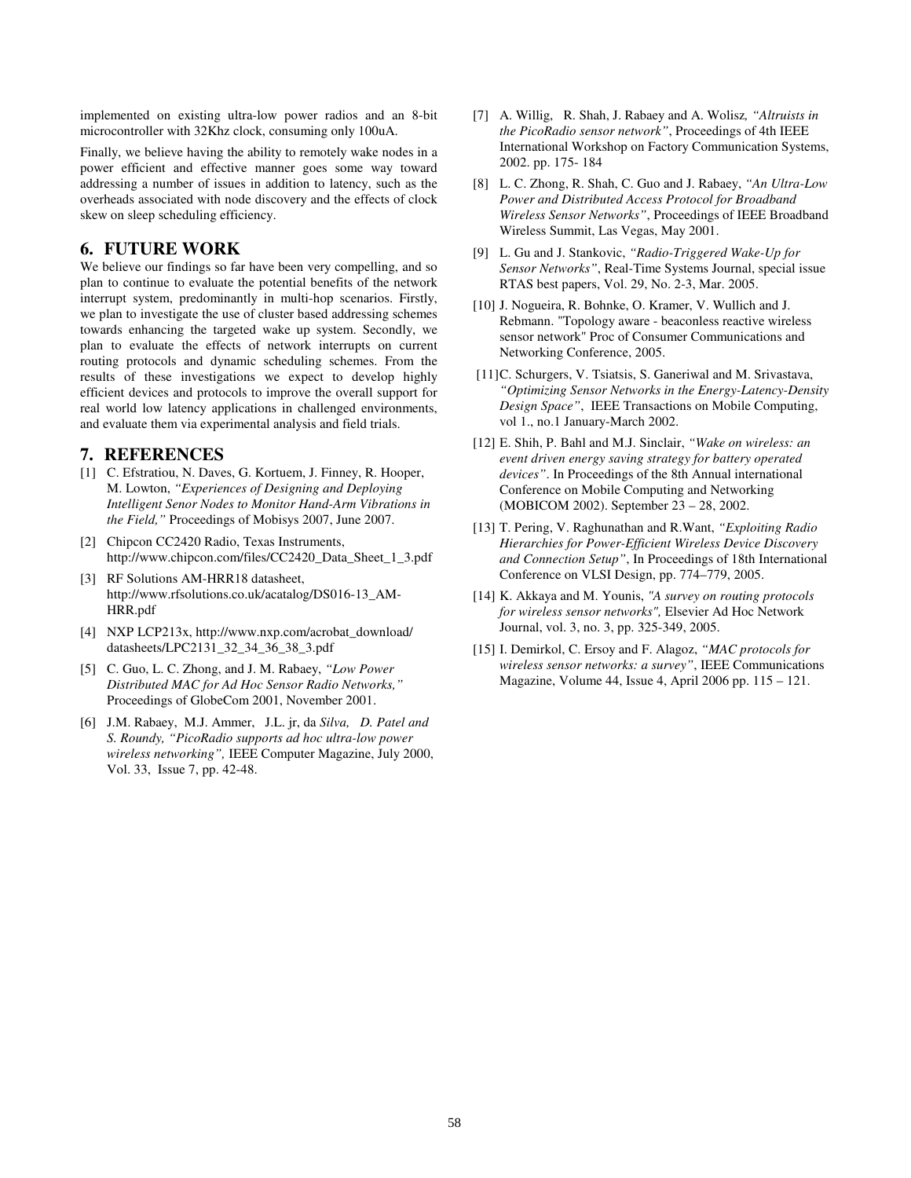implemented on existing ultra-low power radios and an 8-bit microcontroller with 32Khz clock, consuming only 100uA.

Finally, we believe having the ability to remotely wake nodes in a power efficient and effective manner goes some way toward addressing a number of issues in addition to latency, such as the overheads associated with node discovery and the effects of clock skew on sleep scheduling efficiency.

## 6. FUTURE WORK

We believe our findings so far have been very compelling, and so plan to continue to evaluate the potential benefits of the network interrupt system, predominantly in multi-hop scenarios. Firstly, we plan to investigate the use of cluster based addressing schemes towards enhancing the targeted wake up system. Secondly, we plan to evaluate the effects of network interrupts on current routing protocols and dynamic scheduling schemes. From the results of these investigations we expect to develop highly efficient devices and protocols to improve the overall support for real world low latency applications in challenged environments, and evaluate them via experimental analysis and field trials.

## 7. REFERENCES

[1] C. Efstratiou, N. Daves, G. Kortuem, J. Finney, R. Hooper, M. Lowton, *"Experiences of Designing and Deploying Intelligent Senor Nodes to Monitor Hand-Arm Vibrations in the Field,"* Proceedings of Mobisys 2007, June 2007.

[2] Chipcon CC2420 Radio, Texas Instruments, http://www.chipcon.com/files/CC2420_Data_Sheet_1_3.pdf

[3] RF Solutions AM-HRR18 datasheet, http://www.rfsolutions.co.uk/acatalog/DS016-13_AM-HRR.pdf

[4] NXP LCP213x, http://www.nxp.com/acrobat_download/datasheets/LPC2131_32_34_36_38_3.pdf

[5] C. Guo, L. C. Zhong, and J. M. Rabaey, *"Low Power Distributed MAC for Ad Hoc Sensor Radio Networks,"* Proceedings of GlobeCom 2001, November 2001.

[6] J.M. Rabaey, M.J. Ammer, J.L. jr, da *Silva, D. Patel and S. Roundy, "PicoRadio supports ad hoc ultra-low power wireless networking",* IEEE Computer Magazine, July 2000, Vol. 33, Issue 7, pp. 42-48.

[7] A. Willig, R. Shah, J. Rabaey and A. Wolisz*, "Altruists in the PicoRadio sensor network"*, Proceedings of 4th IEEE International Workshop on Factory Communication Systems, 2002. pp. 175- 184

[8] L. C. Zhong, R. Shah, C. Guo and J. Rabaey, *"An Ultra-Low Power and Distributed Access Protocol for Broadband Wireless Sensor Networks"*, Proceedings of IEEE Broadband Wireless Summit, Las Vegas, May 2001.

[9] L. Gu and J. Stankovic, *"Radio-Triggered Wake-Up for Sensor Networks"*, Real-Time Systems Journal, special issue RTAS best papers, Vol. 29, No. 2-3, Mar. 2005.

[10] J. Nogueira, R. Bohnke, O. Kramer, V. Wullich and J. Rebmann. "Topology aware - beaconless reactive wireless sensor network" Proc of Consumer Communications and Networking Conference, 2005.

[11] C. Schurgers, V. Tsiatsis, S. Ganeriwal and M. Srivastava, *"Optimizing Sensor Networks in the Energy-Latency-Density Design Space"*, IEEE Transactions on Mobile Computing, vol 1., no.1 January-March 2002.

[12] E. Shih, P. Bahl and M.J. Sinclair, *"Wake on wireless: an event driven energy saving strategy for battery operated devices"*. In Proceedings of the 8th Annual international Conference on Mobile Computing and Networking (MOBICOM 2002). September 23 – 28, 2002.

[13] T. Pering, V. Raghunathan and R.Want, *"Exploiting Radio Hierarchies for Power-Efficient Wireless Device Discovery and Connection Setup"*, In Proceedings of 18th International Conference on VLSI Design, pp. 774–779, 2005.

[14] K. Akkaya and M. Younis, *"A survey on routing protocols for wireless sensor networks",* Elsevier Ad Hoc Network Journal, vol. 3, no. 3, pp. 325-349, 2005.

[15] I. Demirkol, C. Ersoy and F. Alagoz, *"MAC protocols for wireless sensor networks: a survey"*, IEEE Communications Magazine, Volume 44, Issue 4, April 2006 pp. 115 – 121.